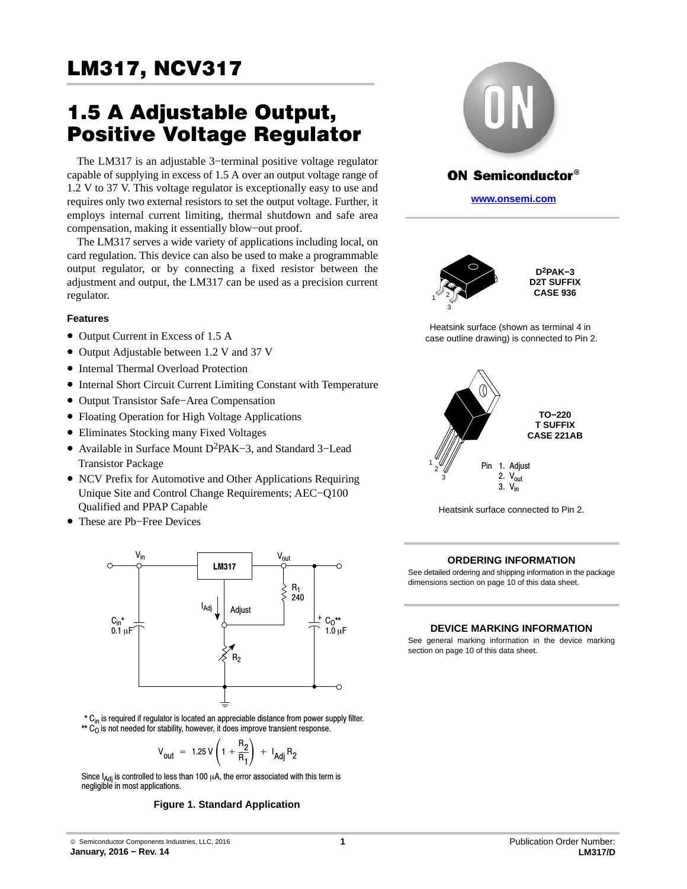# LM317, NCV317

# 1.5 A Adjustable Output, Positive Voltage Regulator

The LM317 is an adjustable 3−terminal positive voltage regulator capable of supplying in excess of 1.5 A over an output voltage range of 1.2 V to 37 V. This voltage regulator is exceptionally easy to use and requires only two external resistors to set the output voltage. Further, it employs internal current limiting, thermal shutdown and safe area compensation, making it essentially blow−out proof.

The LM317 serves a wide variety of applications including local, on card regulation. This device can also be used to make a programmable output regulator, or by connecting a fixed resistor between the adjustment and output, the LM317 can be used as a precision current regulator.

### Features

- Output Current in Excess of 1.5 A
- Output Adjustable between 1.2 V and 37 V
- Internal Thermal Overload Protection
- Internal Short Circuit Current Limiting Constant with Temperature
- Output Transistor Safe−Area Compensation
- Floating Operation for High Voltage Applications
- Eliminates Stocking many Fixed Voltages
- Available in Surface Mount $D^2$PAK−3, and Standard 3−Lead Transistor Package
- NCV Prefix for Automotive and Other Applications Requiring Unique Site and Control Change Requirements; AEC−Q100 Qualified and PPAP Capable
- These are Pb−Free Devices

ON Semiconductor®

www.onsemi.com

**$D^2$PAK−3**
**D2T SUFFIX**
**CASE 936**

Heatsink surface (shown as terminal 4 in case outline drawing) is connected to Pin 2.

**TO−220**
**T SUFFIX**
**CASE 221AB**

Pin 1. Adjust
2. $V_{out}$
3. $V_{in}$

Heatsink surface connected to Pin 2.

### ORDERING INFORMATION

See detailed ordering and shipping information in the package dimensions section on page 10 of this data sheet.

### DEVICE MARKING INFORMATION

See general marking information in the device marking section on page 10 of this data sheet.

\* $C_{in}$ is required if regulator is located an appreciable distance from power supply filter.
\*\* $C_O$ is not needed for stability, however, it does improve transient response.

$$V_{out} = 1.25\,V\left(1 + \frac{R_2}{R_1}\right) + I_{Adj}\,R_2$$

Since $I_{Adj}$ is controlled to less than 100 μA, the error associated with this term is negligible in most applications.

**Figure 1. Standard Application**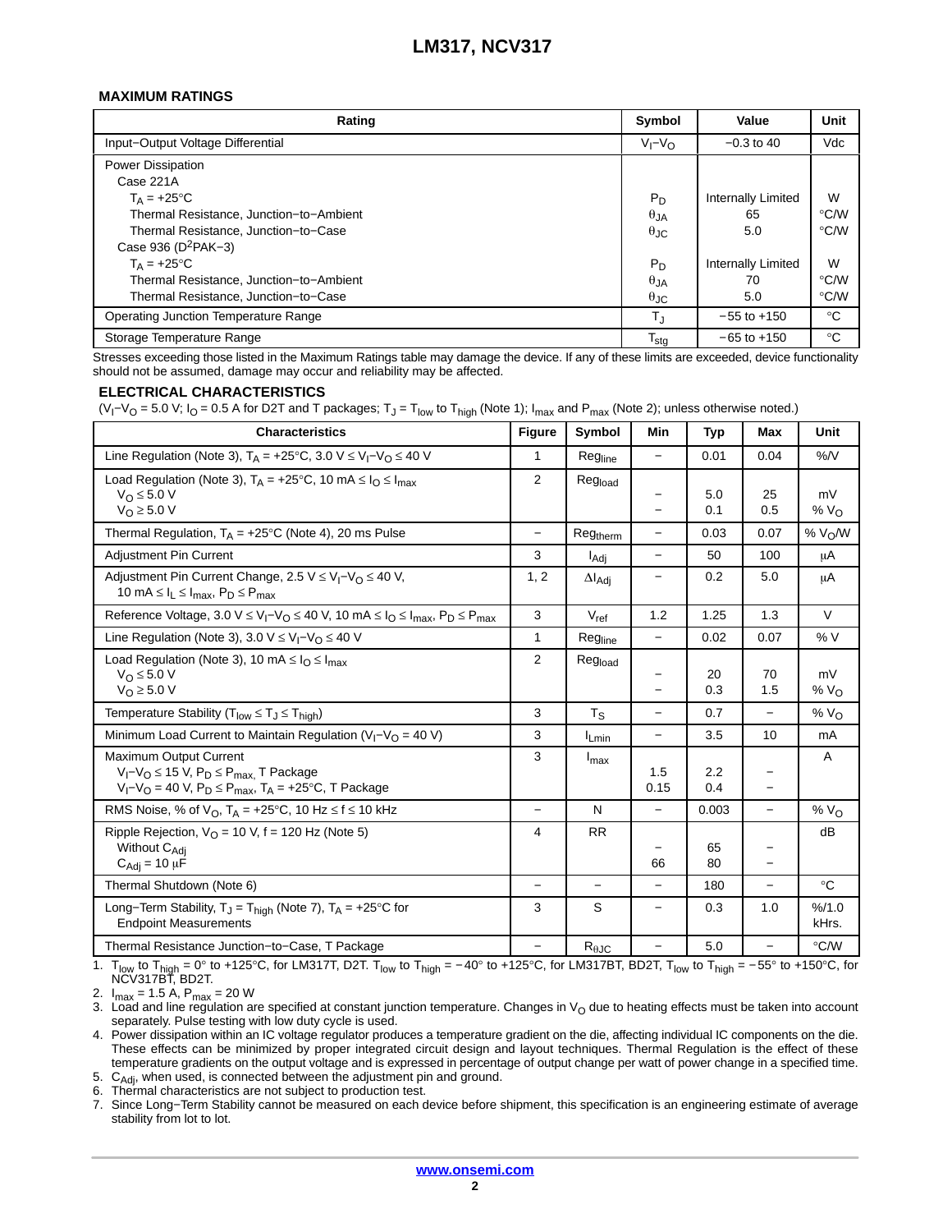### MAXIMUM RATINGS

| Rating | Symbol | Value | Unit |
|---|---|---|---|
| Input−Output Voltage Differential | $V_I–V_O$ | −0.3 to 40 | Vdc |
| Power Dissipation<br>Case 221A<br>$T_A$ = +25°C<br>Thermal Resistance, Junction−to−Ambient<br>Thermal Resistance, Junction−to−Case<br>Case 936 ($D^2$PAK−3)<br>$T_A$ = +25°C<br>Thermal Resistance, Junction−to−Ambient<br>Thermal Resistance, Junction−to−Case | <br><br>$P_D$<br>$\theta_{JA}$<br>$\theta_{JC}$<br><br>$P_D$<br>$\theta_{JA}$<br>$\theta_{JC}$ | <br><br>Internally Limited<br>65<br>5.0<br><br>Internally Limited<br>70<br>5.0 | <br><br>W<br>°C/W<br>°C/W<br><br>W<br>°C/W<br>°C/W |
| Operating Junction Temperature Range | $T_J$ | −55 to +150 | °C |
| Storage Temperature Range | $T_{stg}$ | −65 to +150 | °C |

Stresses exceeding those listed in the Maximum Ratings table may damage the device. If any of these limits are exceeded, device functionality should not be assumed, damage may occur and reliability may be affected.

### ELECTRICAL CHARACTERISTICS

($V_I–V_O$ = 5.0 V; $I_O$ = 0.5 A for D2T and T packages; $T_J$ = $T_{low}$ to $T_{high}$ (Note 1); $I_{max}$ and $P_{max}$ (Note 2); unless otherwise noted.)

| Characteristics | Figure | Symbol | Min | Typ | Max | Unit |
|---|---|---|---|---|---|---|
| Line Regulation (Note 3), $T_A$ = +25°C, 3.0 V ≤ $V_I–V_O$ ≤ 40 V | 1 | $Reg_{line}$ | − | 0.01 | 0.04 | %/V |
| Load Regulation (Note 3), $T_A$ = +25°C, 10 mA ≤ $I_O$ ≤ $I_{max}$<br>$V_O$ ≤ 5.0 V<br>$V_O$ ≥ 5.0 V | 2 | $Reg_{load}$ | <br>−<br>− | <br>5.0<br>0.1 | <br>25<br>0.5 | <br>mV<br>% $V_O$ |
| Thermal Regulation, $T_A$ = +25°C (Note 4), 20 ms Pulse | − | $Reg_{therm}$ | − | 0.03 | 0.07 | % $V_O$/W |
| Adjustment Pin Current | 3 | $I_{Adj}$ | − | 50 | 100 | μA |
| Adjustment Pin Current Change, 2.5 V ≤ $V_I–V_O$ ≤ 40 V,<br>10 mA ≤ $I_L$ ≤ $I_{max}$, $P_D$ ≤ $P_{max}$ | 1, 2 | $\Delta I_{Adj}$ | − | 0.2 | 5.0 | μA |
| Reference Voltage, 3.0 V ≤ $V_I–V_O$ ≤ 40 V, 10 mA ≤ $I_O$ ≤ $I_{max}$, $P_D$ ≤ $P_{max}$ | 3 | $V_{ref}$ | 1.2 | 1.25 | 1.3 | V |
| Line Regulation (Note 3), 3.0 V ≤ $V_I–V_O$ ≤ 40 V | 1 | $Reg_{line}$ | − | 0.02 | 0.07 | % V |
| Load Regulation (Note 3), 10 mA ≤ $I_O$ ≤ $I_{max}$<br>$V_O$ ≤ 5.0 V<br>$V_O$ ≥ 5.0 V | 2 | $Reg_{load}$ | <br>−<br>− | <br>20<br>0.3 | <br>70<br>1.5 | <br>mV<br>% $V_O$ |
| Temperature Stability ($T_{low}$ ≤ $T_J$ ≤ $T_{high}$) | 3 | $T_S$ | − | 0.7 | − | % $V_O$ |
| Minimum Load Current to Maintain Regulation ($V_I–V_O$ = 40 V) | 3 | $I_{Lmin}$ | − | 3.5 | 10 | mA |
| Maximum Output Current<br>$V_I–V_O$ ≤ 15 V, $P_D$ ≤ $P_{max}$, T Package<br>$V_I–V_O$ = 40 V, $P_D$ ≤ $P_{max}$, $T_A$ = +25°C, T Package | 3 | $I_{max}$ | <br>1.5<br>0.15 | <br>2.2<br>0.4 | <br>−<br>− | A |
| RMS Noise, % of $V_O$, $T_A$ = +25°C, 10 Hz ≤ f ≤ 10 kHz | − | N | − | 0.003 | − | % $V_O$ |
| Ripple Rejection, $V_O$ = 10 V, f = 120 Hz (Note 5)<br>Without $C_{Adj}$<br>$C_{Adj}$ = 10 μF | 4 | RR | <br>−<br>66 | <br>65<br>80 | <br>−<br>− | dB |
| Thermal Shutdown (Note 6) | − | − | − | 180 | − | °C |
| Long−Term Stability, $T_J$ = $T_{high}$ (Note 7), $T_A$ = +25°C for Endpoint Measurements | 3 | S | − | 0.3 | 1.0 | %/1.0 kHrs. |
| Thermal Resistance Junction−to−Case, T Package | − | $R_{\theta JC}$ | − | 5.0 | − | °C/W |

1. $T_{low}$ to $T_{high}$ = 0° to +125°C, for LM317T, D2T. $T_{low}$ to $T_{high}$ = −40° to +125°C, for LM317BT, BD2T, $T_{low}$ to $T_{high}$ = −55° to +150°C, for NCV317BT, BD2T.
2. $I_{max}$ = 1.5 A, $P_{max}$ = 20 W
3. Load and line regulation are specified at constant junction temperature. Changes in $V_O$ due to heating effects must be taken into account separately. Pulse testing with low duty cycle is used.
4. Power dissipation within an IC voltage regulator produces a temperature gradient on the die, affecting individual IC components on the die. These effects can be minimized by proper integrated circuit design and layout techniques. Thermal Regulation is the effect of these temperature gradients on the output voltage and is expressed in percentage of output change per watt of power change in a specified time.
5. $C_{Adj}$, when used, is connected between the adjustment pin and ground.
6. Thermal characteristics are not subject to production test.
7. Since Long−Term Stability cannot be measured on each device before shipment, this specification is an engineering estimate of average stability from lot to lot.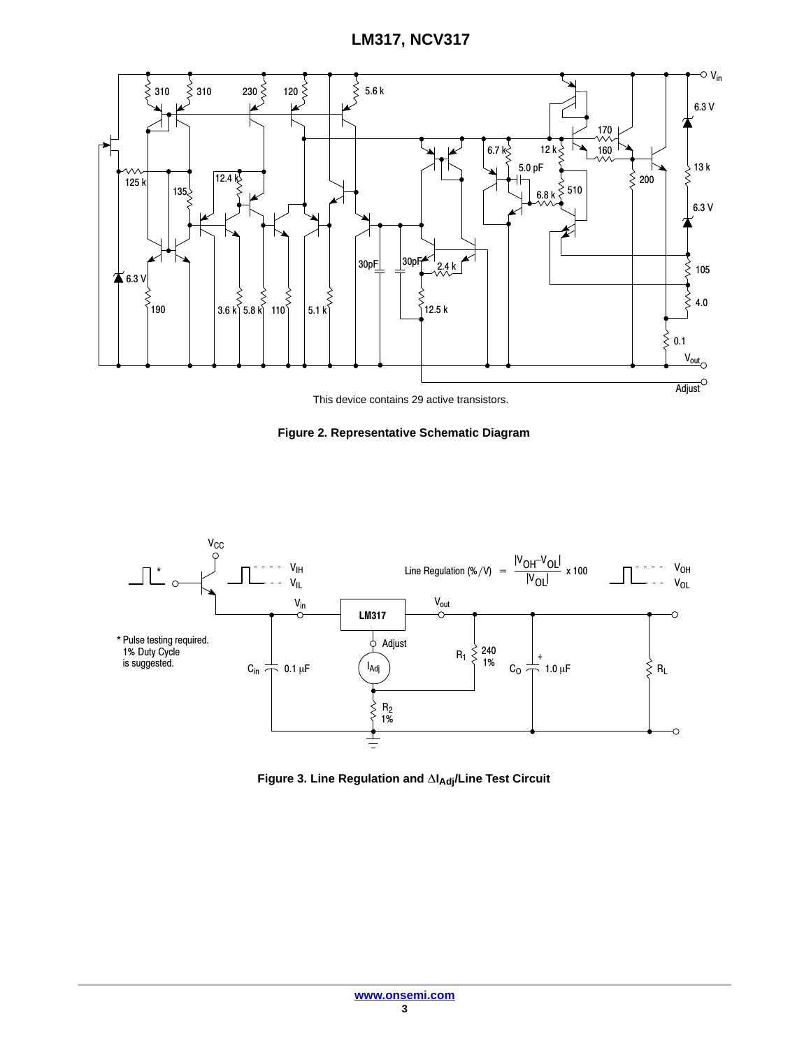This device contains 29 active transistors.

**Figure 2. Representative Schematic Diagram**

* Pulse testing required.
1% Duty Cycle
is suggested.

Line Regulation (%/V) $= \frac{|V_{OH} - V_{OL}|}{|V_{OL}|} \times 100$

**Figure 3. Line Regulation and $\Delta I_{Adj}$/Line Test Circuit**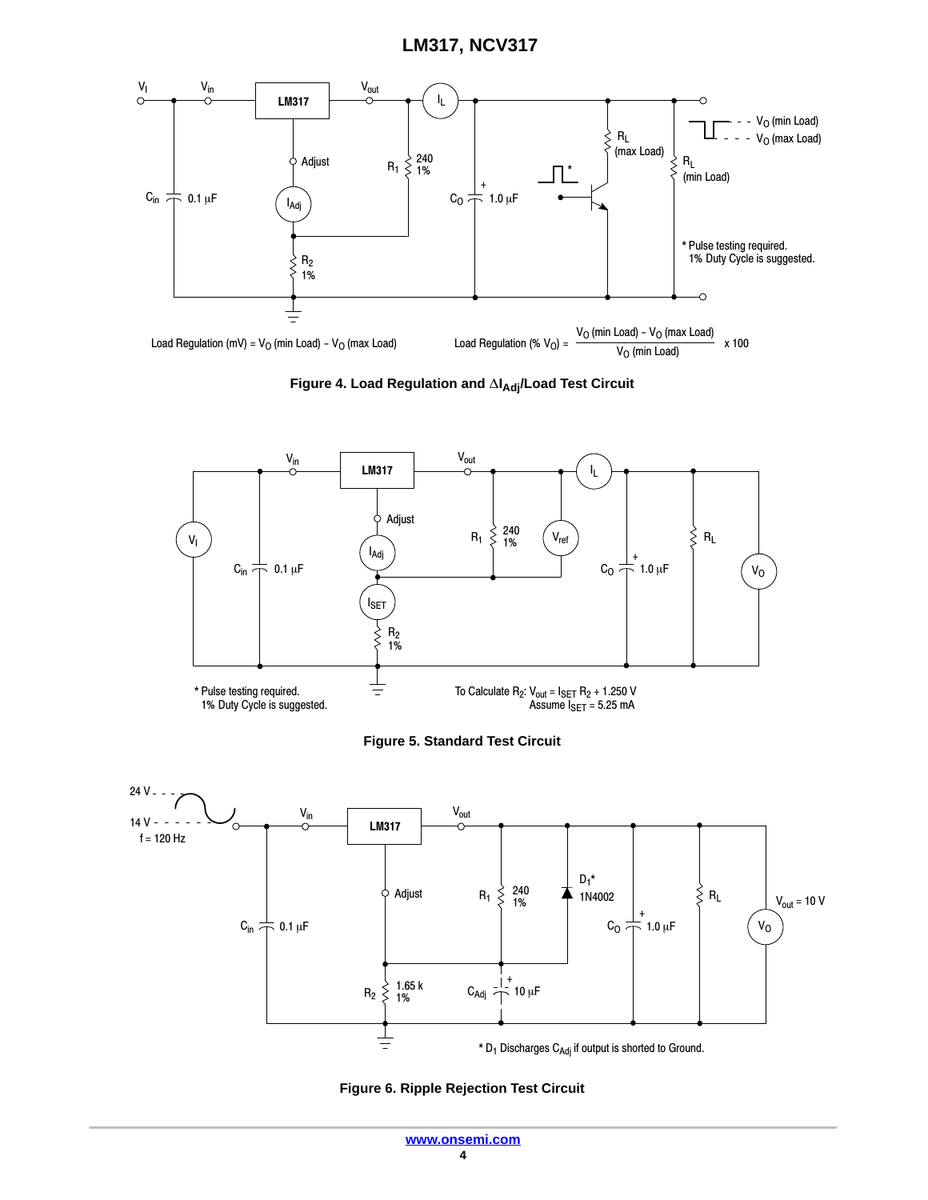Load Regulation (mV) = $V_O$ (min Load) − $V_O$ (max Load)

$$\text{Load Regulation (\% } V_O) = \frac{V_O \text{ (min Load)} - V_O \text{ (max Load)}}{V_O \text{ (min Load)}} \times 100$$

* Pulse testing required. 1% Duty Cycle is suggested.

**Figure 4. Load Regulation and $\Delta I_{Adj}$/Load Test Circuit**

* Pulse testing required. 1% Duty Cycle is suggested.

To Calculate $R_2$: $V_{out} = I_{SET} R_2 + 1.250$ V
Assume $I_{SET}$ = 5.25 mA

**Figure 5. Standard Test Circuit**

* $D_1$ Discharges $C_{Adj}$ if output is shorted to Ground.

**Figure 6. Ripple Rejection Test Circuit**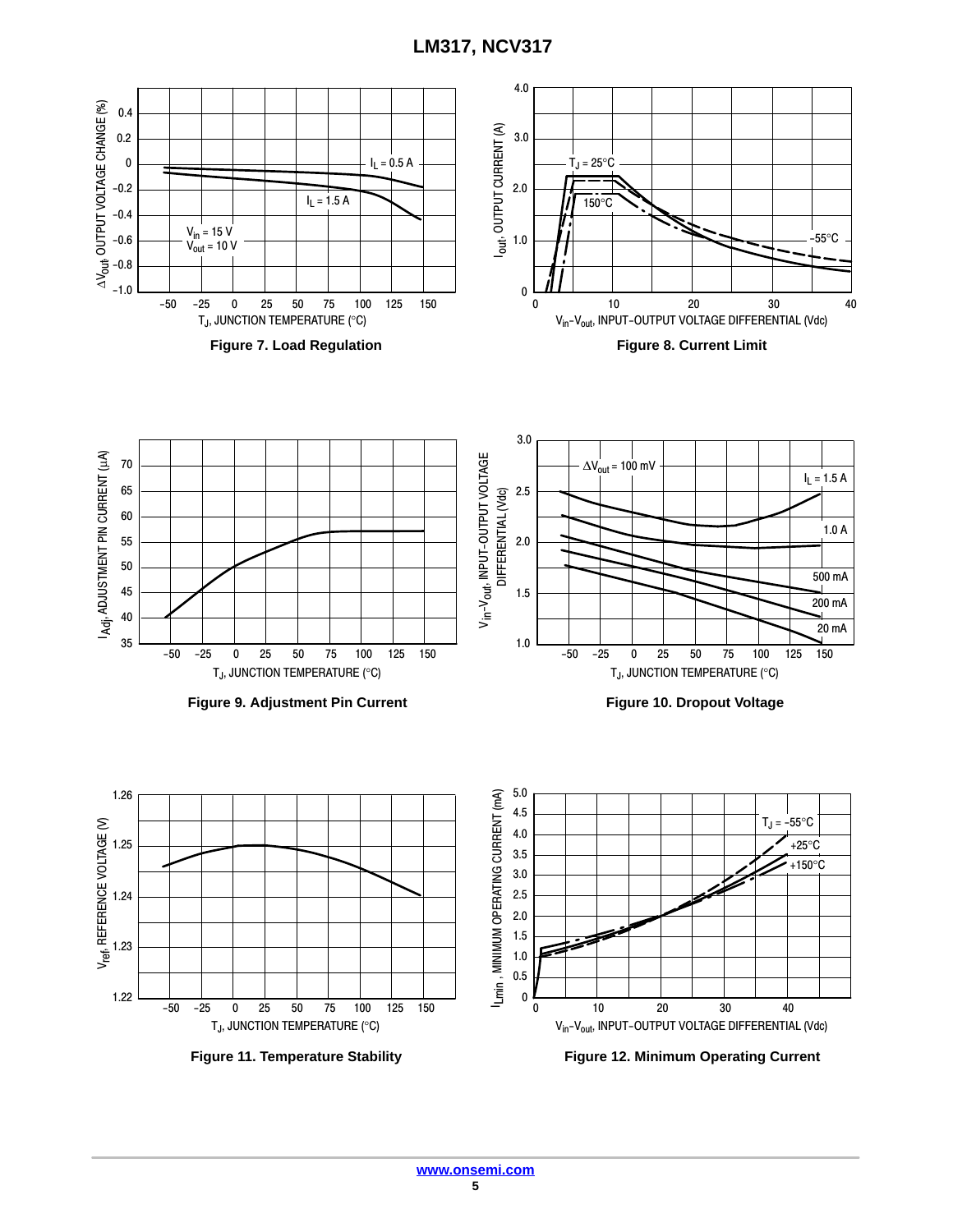Figure 7. Load Regulation

Figure 8. Current Limit

Figure 9. Adjustment Pin Current

Figure 10. Dropout Voltage

Figure 11. Temperature Stability

Figure 12. Minimum Operating Current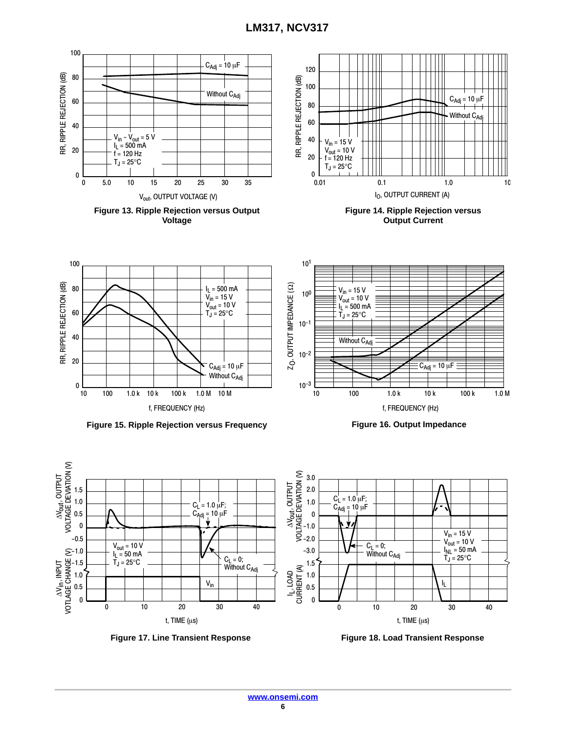Figure 13. Ripple Rejection versus Output Voltage

Figure 14. Ripple Rejection versus Output Current

Figure 15. Ripple Rejection versus Frequency

Figure 16. Output Impedance

Figure 17. Line Transient Response

Figure 18. Load Transient Response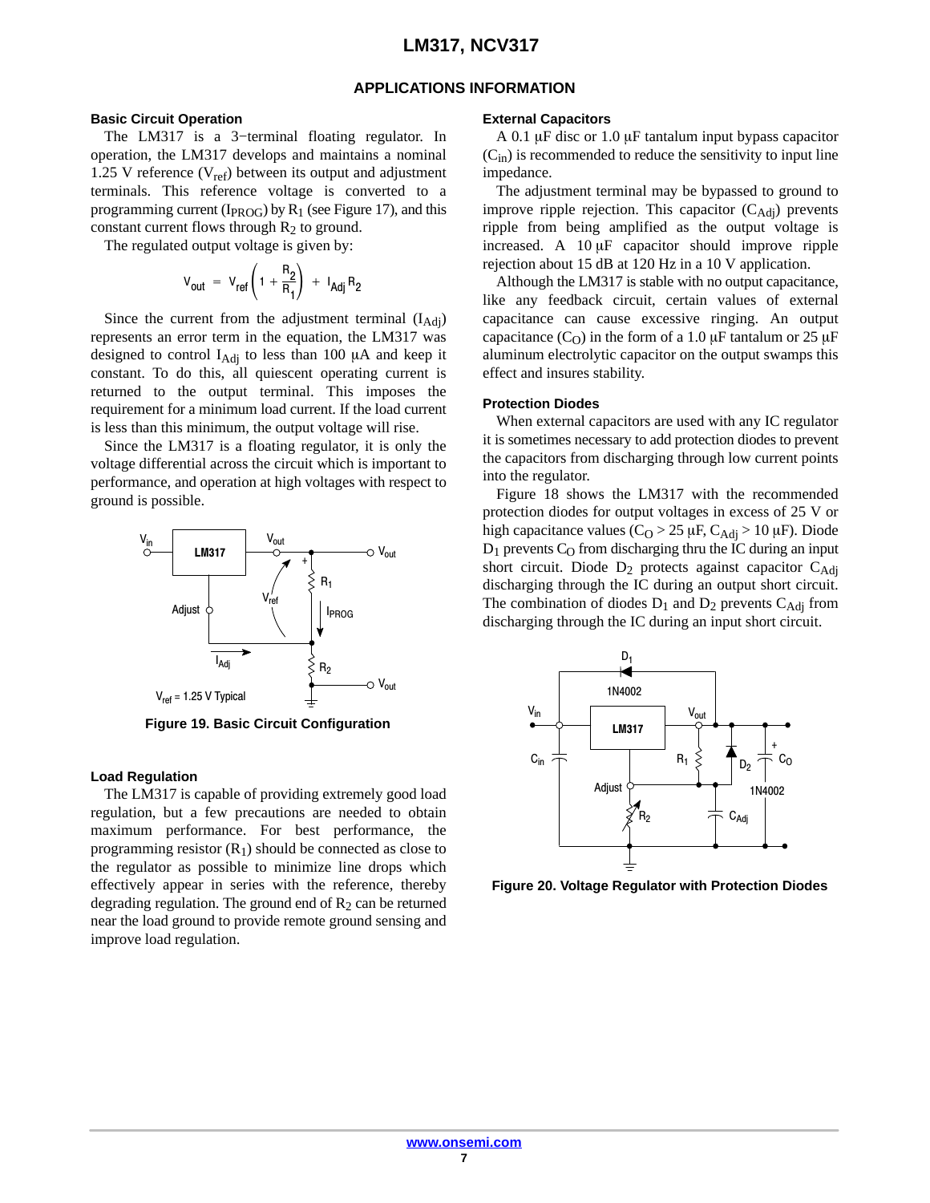## APPLICATIONS INFORMATION

### Basic Circuit Operation

The LM317 is a 3−terminal floating regulator. In operation, the LM317 develops and maintains a nominal 1.25 V reference ($V_{ref}$) between its output and adjustment terminals. This reference voltage is converted to a programming current ($I_{PROG}$) by $R_1$ (see Figure 17), and this constant current flows through $R_2$ to ground.

The regulated output voltage is given by:

$$V_{out} = V_{ref}\left(1 + \frac{R_2}{R_1}\right) + I_{Adj} R_2$$

Since the current from the adjustment terminal ($I_{Adj}$) represents an error term in the equation, the LM317 was designed to control $I_{Adj}$ to less than 100 μA and keep it constant. To do this, all quiescent operating current is returned to the output terminal. This imposes the requirement for a minimum load current. If the load current is less than this minimum, the output voltage will rise.

Since the LM317 is a floating regulator, it is only the voltage differential across the circuit which is important to performance, and operation at high voltages with respect to ground is possible.

$V_{ref}$ = 1.25 V Typical

**Figure 19. Basic Circuit Configuration**

### Load Regulation

The LM317 is capable of providing extremely good load regulation, but a few precautions are needed to obtain maximum performance. For best performance, the programming resistor ($R_1$) should be connected as close to the regulator as possible to minimize line drops which effectively appear in series with the reference, thereby degrading regulation. The ground end of $R_2$ can be returned near the load ground to provide remote ground sensing and improve load regulation.

### External Capacitors

A 0.1 μF disc or 1.0 μF tantalum input bypass capacitor ($C_{in}$) is recommended to reduce the sensitivity to input line impedance.

The adjustment terminal may be bypassed to ground to improve ripple rejection. This capacitor ($C_{Adj}$) prevents ripple from being amplified as the output voltage is increased. A 10 μF capacitor should improve ripple rejection about 15 dB at 120 Hz in a 10 V application.

Although the LM317 is stable with no output capacitance, like any feedback circuit, certain values of external capacitance can cause excessive ringing. An output capacitance ($C_O$) in the form of a 1.0 μF tantalum or 25 μF aluminum electrolytic capacitor on the output swamps this effect and insures stability.

### Protection Diodes

When external capacitors are used with any IC regulator it is sometimes necessary to add protection diodes to prevent the capacitors from discharging through low current points into the regulator.

Figure 18 shows the LM317 with the recommended protection diodes for output voltages in excess of 25 V or high capacitance values ($C_O$ > 25 μF, $C_{Adj}$ > 10 μF). Diode $D_1$ prevents $C_O$ from discharging thru the IC during an input short circuit. Diode $D_2$ protects against capacitor $C_{Adj}$ discharging through the IC during an output short circuit. The combination of diodes $D_1$ and $D_2$ prevents $C_{Adj}$ from discharging through the IC during an input short circuit.

**Figure 20. Voltage Regulator with Protection Diodes**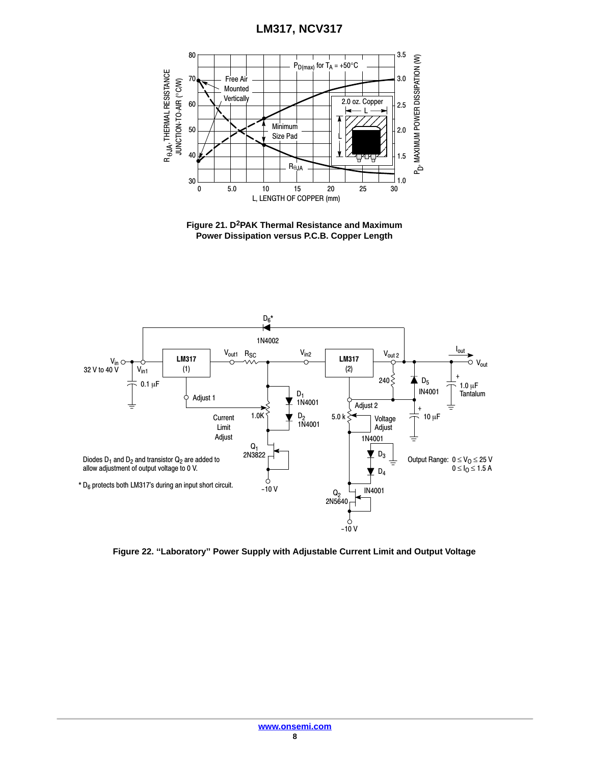Figure 21. D[2]PAK Thermal Resistance and Maximum Power Dissipation versus P.C.B. Copper Length

Diodes $D_1$ and $D_2$ and transistor $Q_2$ are added to allow adjustment of output voltage to 0 V.

* $D_6$ protects both LM317's during an input short circuit.

Output Range: $0 \le V_O \le 25$ V
$0 \le I_O \le 1.5$ A

Figure 22. "Laboratory" Power Supply with Adjustable Current Limit and Output Voltage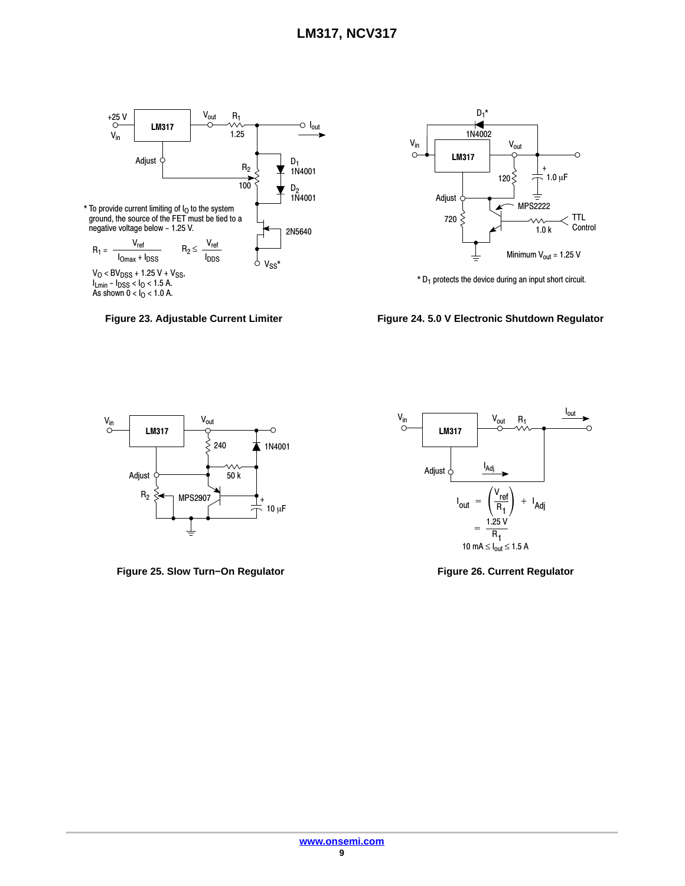\* To provide current limiting of $I_O$ to the system ground, the source of the FET must be tied to a negative voltage below − 1.25 V.

$$R_1 = \frac{V_{ref}}{I_{Omax} + I_{DSS}} \qquad R_2 \le \frac{V_{ref}}{I_{DDS}}$$

$V_O < BV_{DSS} + 1.25\ V + V_{SS}$,
$I_{Lmin} - I_{DSS} < I_O < 1.5\ A$.
As shown $0 < I_O < 1.0\ A$.

**Figure 23. Adjustable Current Limiter**

\* $D_1$ protects the device during an input short circuit.

Minimum $V_{out} = 1.25\ V$

**Figure 24. 5.0 V Electronic Shutdown Regulator**

**Figure 25. Slow Turn−On Regulator**

$$I_{out} = \left(\frac{V_{ref}}{R_1}\right) + I_{Adj} = \frac{1.25\ V}{R_1}$$

$10\ mA \le I_{out} \le 1.5\ A$

**Figure 26. Current Regulator**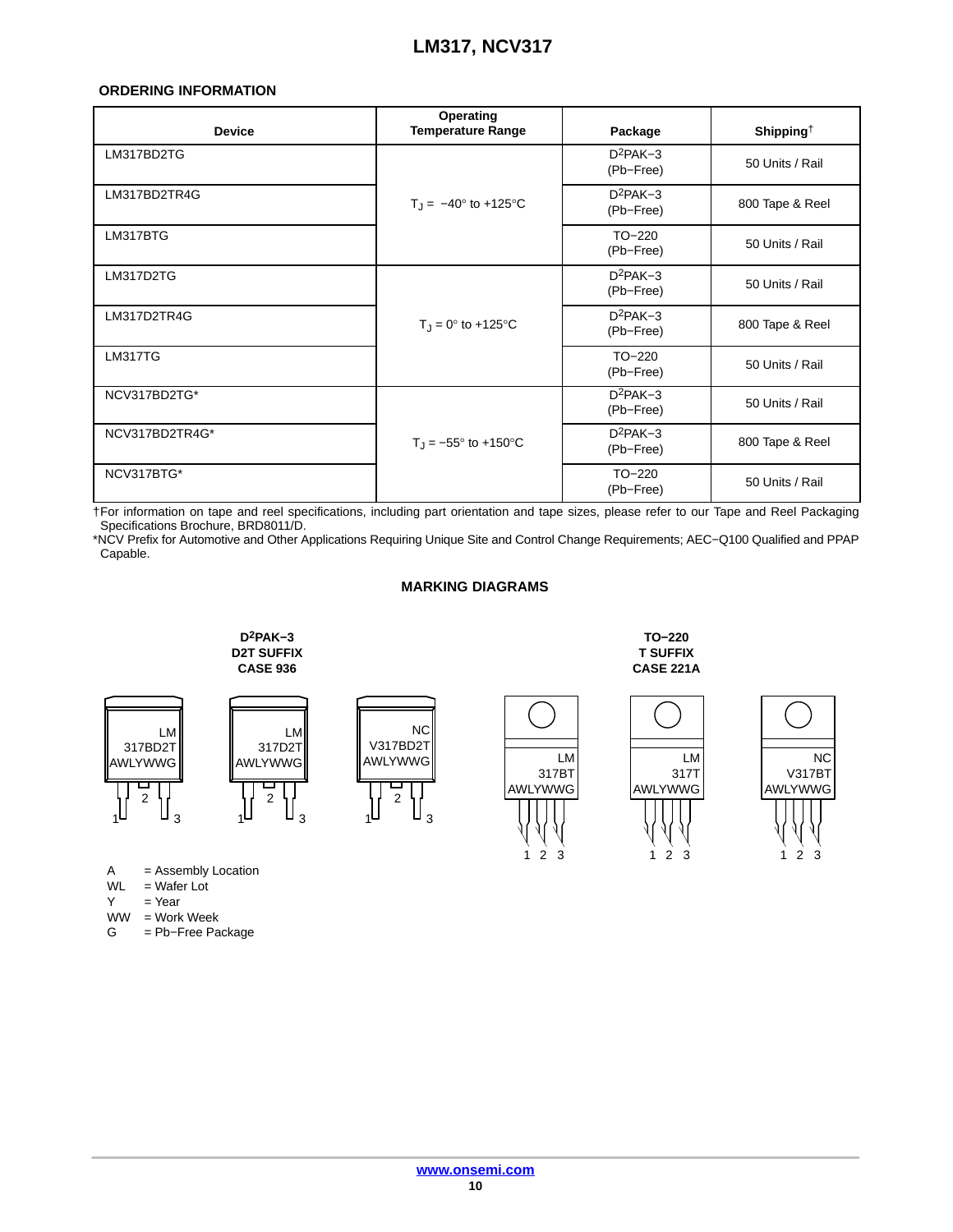## ORDERING INFORMATION

| Device | Operating Temperature Range | Package | Shipping† |
|---|---|---|---|
| LM317BD2TG | $T_J$ = −40° to +125°C | $D^2PAK-3$ (Pb−Free) | 50 Units / Rail |
| LM317BD2TR4G | | $D^2PAK-3$ (Pb−Free) | 800 Tape & Reel |
| LM317BTG | | TO−220 (Pb−Free) | 50 Units / Rail |
| LM317D2TG | $T_J$ = 0° to +125°C | $D^2PAK-3$ (Pb−Free) | 50 Units / Rail |
| LM317D2TR4G | | $D^2PAK-3$ (Pb−Free) | 800 Tape & Reel |
| LM317TG | | TO−220 (Pb−Free) | 50 Units / Rail |
| NCV317BD2TG* | $T_J$ = −55° to +150°C | $D^2PAK-3$ (Pb−Free) | 50 Units / Rail |
| NCV317BD2TR4G* | | $D^2PAK-3$ (Pb−Free) | 800 Tape & Reel |
| NCV317BTG* | | TO−220 (Pb−Free) | 50 Units / Rail |

†For information on tape and reel specifications, including part orientation and tape sizes, please refer to our Tape and Reel Packaging Specifications Brochure, BRD8011/D.

*NCV Prefix for Automotive and Other Applications Requiring Unique Site and Control Change Requirements; AEC−Q100 Qualified and PPAP Capable.

## MARKING DIAGRAMS

**$D^2PAK-3$**
**D2T SUFFIX**
**CASE 936**

LM 317BD2T AWLYWWG

LM 317D2T AWLYWWG

NC V317BD2T AWLYWWG

**TO−220**
**T SUFFIX**
**CASE 221A**

LM 317BT AWLYWWG

LM 317T AWLYWWG

NC V317BT AWLYWWG

A = Assembly Location
WL = Wafer Lot
Y = Year
WW = Work Week
G = Pb−Free Package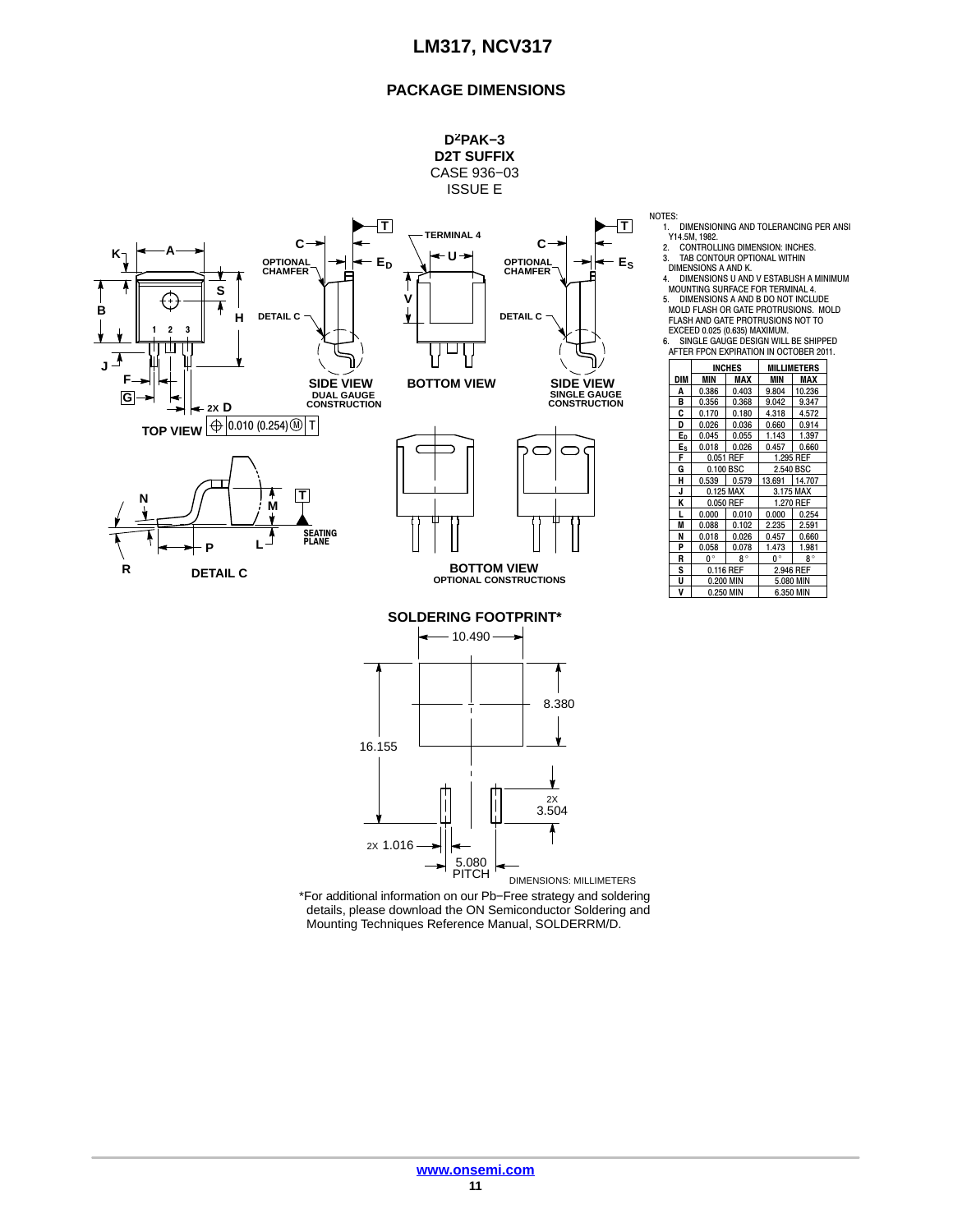## PACKAGE DIMENSIONS

**D²PAK−3**
**D2T SUFFIX**
CASE 936−03
ISSUE E

NOTES:
1. DIMENSIONING AND TOLERANCING PER ANSI Y14.5M, 1982.
2. CONTROLLING DIMENSION: INCHES.
3. TAB CONTOUR OPTIONAL WITHIN DIMENSIONS A AND K.
4. DIMENSIONS U AND V ESTABLISH A MINIMUM MOUNTING SURFACE FOR TERMINAL 4.
5. DIMENSIONS A AND B DO NOT INCLUDE MOLD FLASH OR GATE PROTRUSIONS. MOLD FLASH AND GATE PROTRUSIONS NOT TO EXCEED 0.025 (0.635) MAXIMUM.
6. SINGLE GAUGE DESIGN WILL BE SHIPPED AFTER FPCN EXPIRATION IN OCTOBER 2011.

| DIM | INCHES MIN | INCHES MAX | MILLIMETERS MIN | MILLIMETERS MAX |
|---|---|---|---|---|
| A | 0.386 | 0.403 | 9.804 | 10.236 |
| B | 0.356 | 0.368 | 9.042 | 9.347 |
| C | 0.170 | 0.180 | 4.318 | 4.572 |
| D | 0.026 | 0.036 | 0.660 | 0.914 |
| $E_D$ | 0.045 | 0.055 | 1.143 | 1.397 |
| $E_S$ | 0.018 | 0.026 | 0.457 | 0.660 |
| F | 0.051 REF | | 1.295 REF | |
| G | 0.100 BSC | | 2.540 BSC | |
| H | 0.539 | 0.579 | 13.691 | 14.707 |
| J | 0.125 MAX | | 3.175 MAX | |
| K | 0.050 REF | | 1.270 REF | |
| L | 0.000 | 0.010 | 0.000 | 0.254 |
| M | 0.088 | 0.102 | 2.235 | 2.591 |
| N | 0.018 | 0.026 | 0.457 | 0.660 |
| P | 0.058 | 0.078 | 1.473 | 1.981 |
| R | 0° | 8° | 0° | 8° |
| S | 0.116 REF | | 2.946 REF | |
| U | 0.200 MIN | | 5.080 MIN | |
| V | 0.250 MIN | | 6.350 MIN | |

TOP VIEW — SIDE VIEW (DUAL GAUGE CONSTRUCTION) — BOTTOM VIEW — SIDE VIEW (SINGLE GAUGE CONSTRUCTION) — DETAIL C — BOTTOM VIEW (OPTIONAL CONSTRUCTIONS)

### SOLDERING FOOTPRINT*

10.490; 8.380; 16.155; 2X 3.504; 2X 1.016; 5.080 PITCH

DIMENSIONS: MILLIMETERS

*For additional information on our Pb−Free strategy and soldering details, please download the ON Semiconductor Soldering and Mounting Techniques Reference Manual, SOLDERRM/D.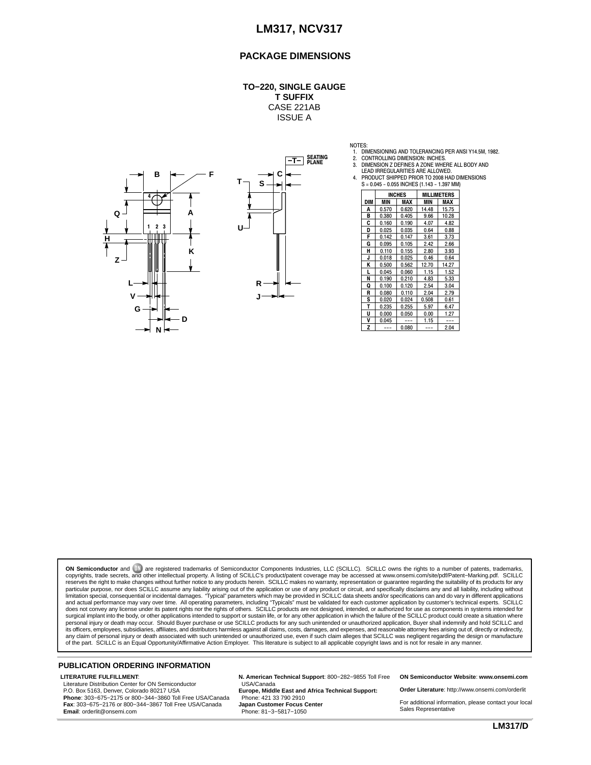## PACKAGE DIMENSIONS

**TO−220, SINGLE GAUGE**
**T SUFFIX**
CASE 221AB
ISSUE A

B F Q A H Z K L V G D N T C S SEATING PLANE −T− U R J 4 1 2 3

NOTES:
1. DIMENSIONING AND TOLERANCING PER ANSI Y14.5M, 1982.
2. CONTROLLING DIMENSION: INCHES.
3. DIMENSION Z DEFINES A ZONE WHERE ALL BODY AND LEAD IRREGULARITIES ARE ALLOWED.
4. PRODUCT SHIPPED PRIOR TO 2008 HAD DIMENSIONS S = 0.045 − 0.055 INCHES (1.143 − 1.397 MM)

| | INCHES | | MILLIMETERS | |
|---|---|---|---|---|
| DIM | MIN | MAX | MIN | MAX |
| A | 0.570 | 0.620 | 14.48 | 15.75 |
| B | 0.380 | 0.405 | 9.66 | 10.28 |
| C | 0.160 | 0.190 | 4.07 | 4.82 |
| D | 0.025 | 0.035 | 0.64 | 0.88 |
| F | 0.142 | 0.147 | 3.61 | 3.73 |
| G | 0.095 | 0.105 | 2.42 | 2.66 |
| H | 0.110 | 0.155 | 2.80 | 3.93 |
| J | 0.018 | 0.025 | 0.46 | 0.64 |
| K | 0.500 | 0.562 | 12.70 | 14.27 |
| L | 0.045 | 0.060 | 1.15 | 1.52 |
| N | 0.190 | 0.210 | 4.83 | 5.33 |
| Q | 0.100 | 0.120 | 2.54 | 3.04 |
| R | 0.080 | 0.110 | 2.04 | 2.79 |
| S | 0.020 | 0.024 | 0.508 | 0.61 |
| T | 0.235 | 0.255 | 5.97 | 6.47 |
| U | 0.000 | 0.050 | 0.00 | 1.27 |
| V | 0.045 | --- | 1.15 | --- |
| Z | --- | 0.080 | --- | 2.04 |

**ON Semiconductor** and ON are registered trademarks of Semiconductor Components Industries, LLC (SCILLC). SCILLC owns the rights to a number of patents, trademarks, copyrights, trade secrets, and other intellectual property. A listing of SCILLC's product/patent coverage may be accessed at www.onsemi.com/site/pdf/Patent−Marking.pdf. SCILLC reserves the right to make changes without further notice to any products herein. SCILLC makes no warranty, representation or guarantee regarding the suitability of its products for any particular purpose, nor does SCILLC assume any liability arising out of the application or use of any product or circuit, and specifically disclaims any and all liability, including without limitation special, consequential or incidental damages. "Typical" parameters which may be provided in SCILLC data sheets and/or specifications can and do vary in different applications and actual performance may vary over time. All operating parameters, including "Typicals" must be validated for each customer application by customer's technical experts. SCILLC does not convey any license under its patent rights nor the rights of others. SCILLC products are not designed, intended, or authorized for use as components in systems intended for surgical implant into the body, or other applications intended to support or sustain life, or for any other application in which the failure of the SCILLC product could create a situation where personal injury or death may occur. Should Buyer purchase or use SCILLC products for any such unintended or unauthorized application, Buyer shall indemnify and hold SCILLC and its officers, employees, subsidiaries, affiliates, and distributors harmless against all claims, costs, damages, and expenses, and reasonable attorney fees arising out of, directly or indirectly, any claim of personal injury or death associated with such unintended or unauthorized use, even if such claim alleges that SCILLC was negligent regarding the design or manufacture of the part. SCILLC is an Equal Opportunity/Affirmative Action Employer. This literature is subject to all applicable copyright laws and is not for resale in any manner.

### PUBLICATION ORDERING INFORMATION

**LITERATURE FULFILLMENT**:
Literature Distribution Center for ON Semiconductor
P.O. Box 5163, Denver, Colorado 80217 USA
**Phone**: 303−675−2175 or 800−344−3860 Toll Free USA/Canada
**Fax**: 303−675−2176 or 800−344−3867 Toll Free USA/Canada
**Email**: orderlit@onsemi.com

**N. American Technical Support**: 800−282−9855 Toll Free USA/Canada
**Europe, Middle East and Africa Technical Support:**
Phone: 421 33 790 2910
**Japan Customer Focus Center**
Phone: 81−3−5817−1050

**ON Semiconductor Website**: **www.onsemi.com**

**Order Literature**: http://www.onsemi.com/orderlit

For additional information, please contact your local Sales Representative

**LM317/D**